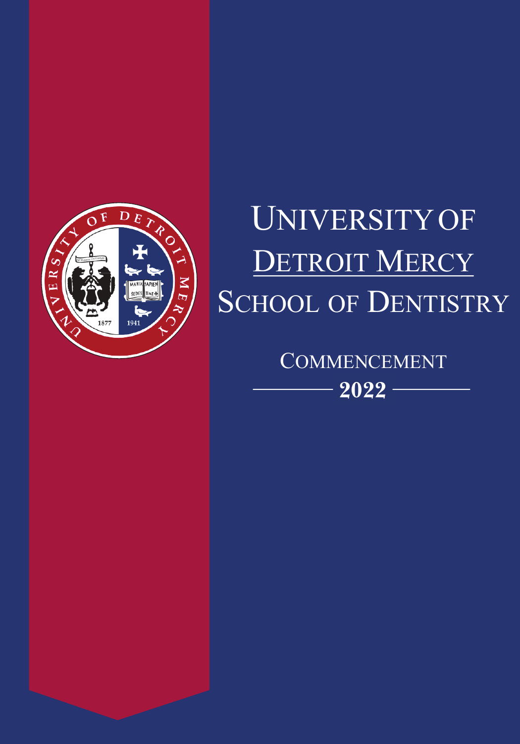# University of Detroit Mercy School of Dentistry

## Commencement

## 2022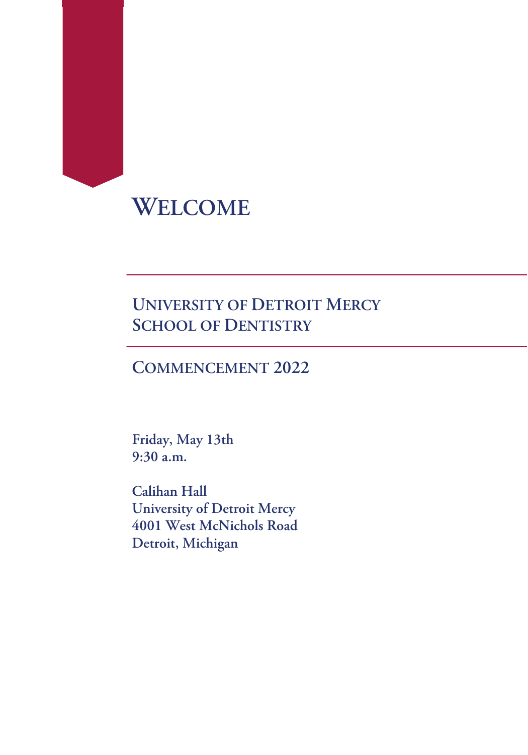# Welcome

## University of Detroit Mercy
## School of Dentistry

## Commencement 2022

**Friday, May 13th**
**9:30 a.m.**

**Calihan Hall**
**University of Detroit Mercy**
**4001 West McNichols Road**
**Detroit, Michigan**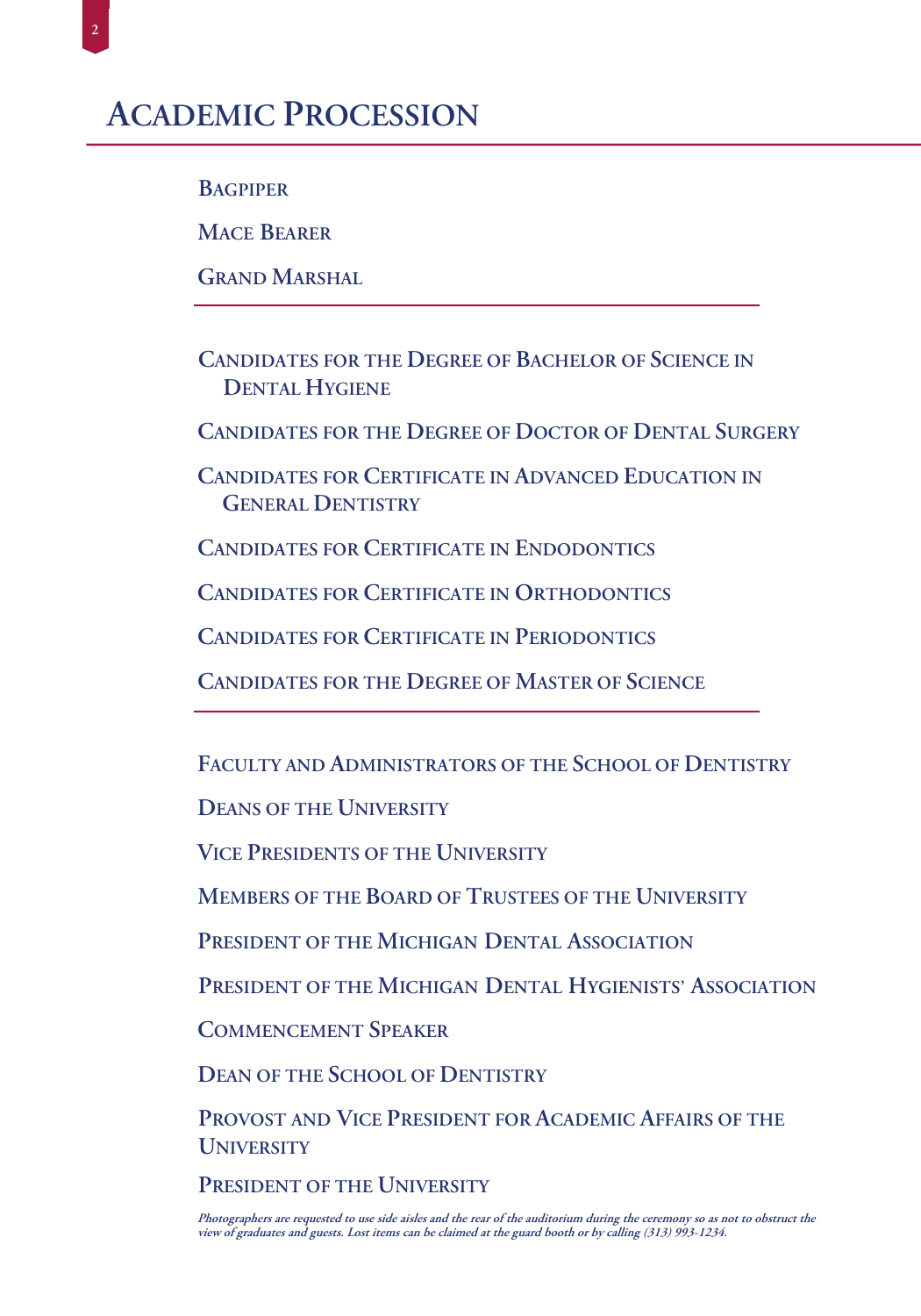# Academic Procession

Bagpiper

Mace Bearer

Grand Marshal

---

Candidates for the Degree of Bachelor of Science in Dental Hygiene

Candidates for the Degree of Doctor of Dental Surgery

Candidates for Certificate in Advanced Education in General Dentistry

Candidates for Certificate in Endodontics

Candidates for Certificate in Orthodontics

Candidates for Certificate in Periodontics

Candidates for the Degree of Master of Science

---

Faculty and Administrators of the School of Dentistry

Deans of the University

Vice Presidents of the University

Members of the Board of Trustees of the University

President of the Michigan Dental Association

President of the Michigan Dental Hygienists' Association

Commencement Speaker

Dean of the School of Dentistry

Provost and Vice President for Academic Affairs of the University

President of the University

***Photographers are requested to use side aisles and the rear of the auditorium during the ceremony so as not to obstruct the view of graduates and guests. Lost items can be claimed at the guard booth or by calling (313) 993-1234.***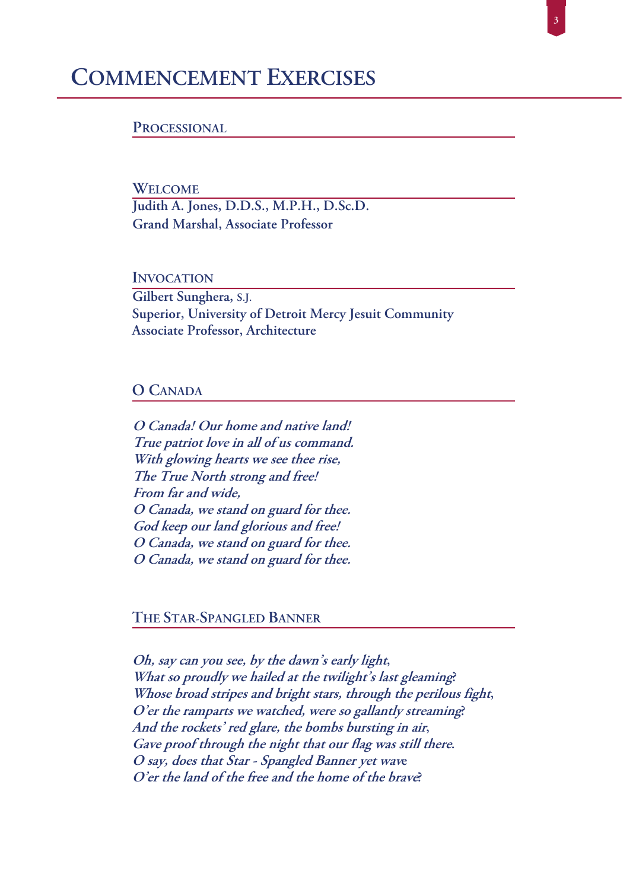# Commencement Exercises

## Processional

## Welcome

**Judith A. Jones, D.D.S., M.P.H., D.Sc.D.**
**Grand Marshal, Associate Professor**

## Invocation

**Gilbert Sunghera, S.J.**
**Superior, University of Detroit Mercy Jesuit Community**
**Associate Professor, Architecture**

## O Canada

***O Canada! Our home and native land!***
***True patriot love in all of us command.***
***With glowing hearts we see thee rise,***
***The True North strong and free!***
***From far and wide,***
***O Canada, we stand on guard for thee.***
***God keep our land glorious and free!***
***O Canada, we stand on guard for thee.***
***O Canada, we stand on guard for thee.***

## The Star-Spangled Banner

***Oh, say can you see, by the dawn's early light,***
***What so proudly we hailed at the twilight's last gleaming?***
***Whose broad stripes and bright stars, through the perilous fight,***
***O'er the ramparts we watched, were so gallantly streaming?***
***And the rockets' red glare, the bombs bursting in air,***
***Gave proof through the night that our flag was still there.***
***O say, does that Star - Spangled Banner yet wave***
***O'er the land of the free and the home of the brave?***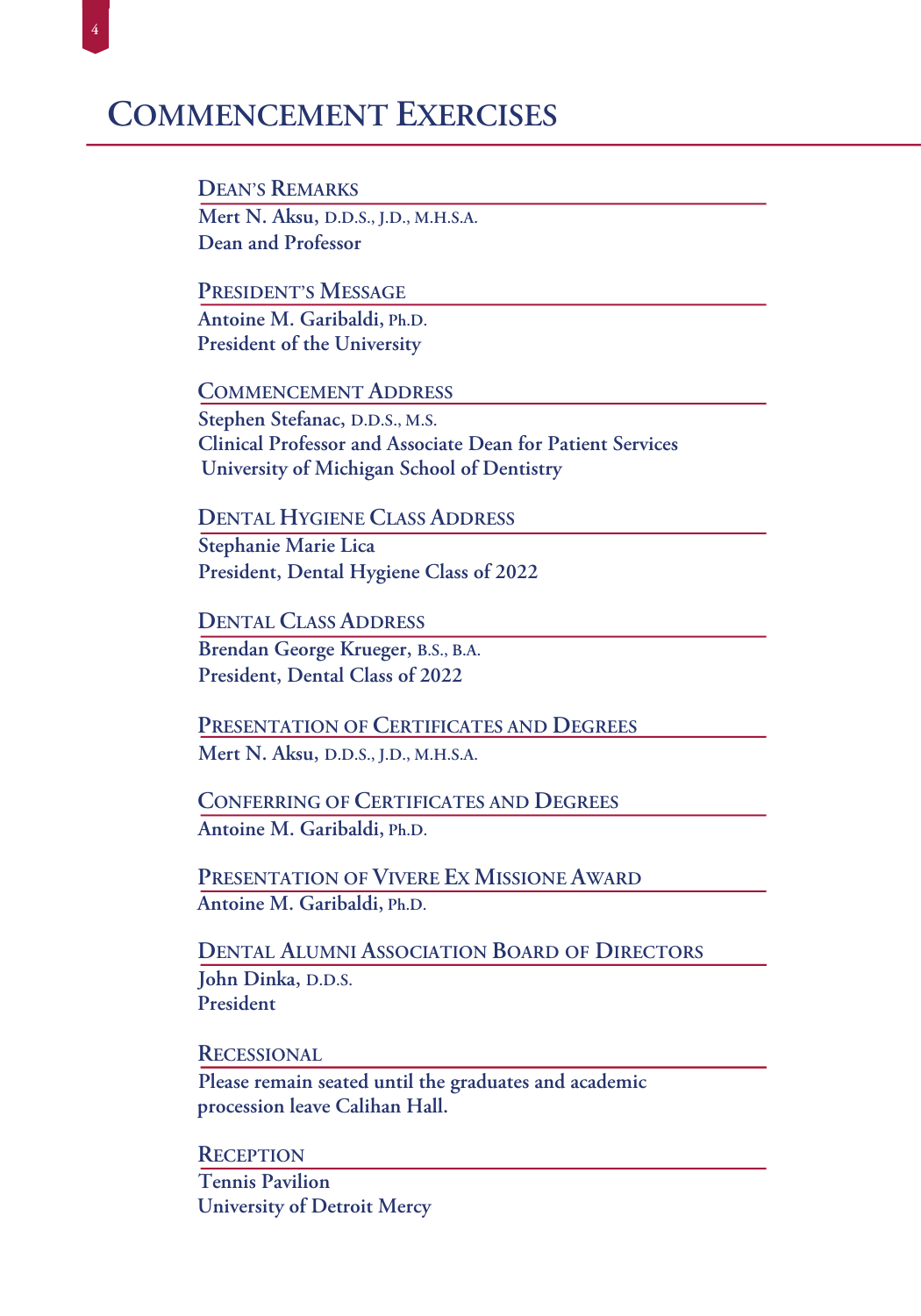# Commencement Exercises

### Dean's Remarks

**Mert N. Aksu, D.D.S., J.D., M.H.S.A.**
**Dean and Professor**

### President's Message

**Antoine M. Garibaldi, Ph.D.**
**President of the University**

### Commencement Address

**Stephen Stefanac, D.D.S., M.S.**
**Clinical Professor and Associate Dean for Patient Services**
**University of Michigan School of Dentistry**

### Dental Hygiene Class Address

**Stephanie Marie Lica**
**President, Dental Hygiene Class of 2022**

### Dental Class Address

**Brendan George Krueger, B.S., B.A.**
**President, Dental Class of 2022**

### Presentation of Certificates and Degrees

**Mert N. Aksu, D.D.S., J.D., M.H.S.A.**

### Conferring of Certificates and Degrees

**Antoine M. Garibaldi, Ph.D.**

### Presentation of Vivere Ex Missione Award

**Antoine M. Garibaldi, Ph.D.**

### Dental Alumni Association Board of Directors

**John Dinka, D.D.S.**
**President**

### Recessional

**Please remain seated until the graduates and academic procession leave Calihan Hall.**

### Reception

**Tennis Pavilion**
**University of Detroit Mercy**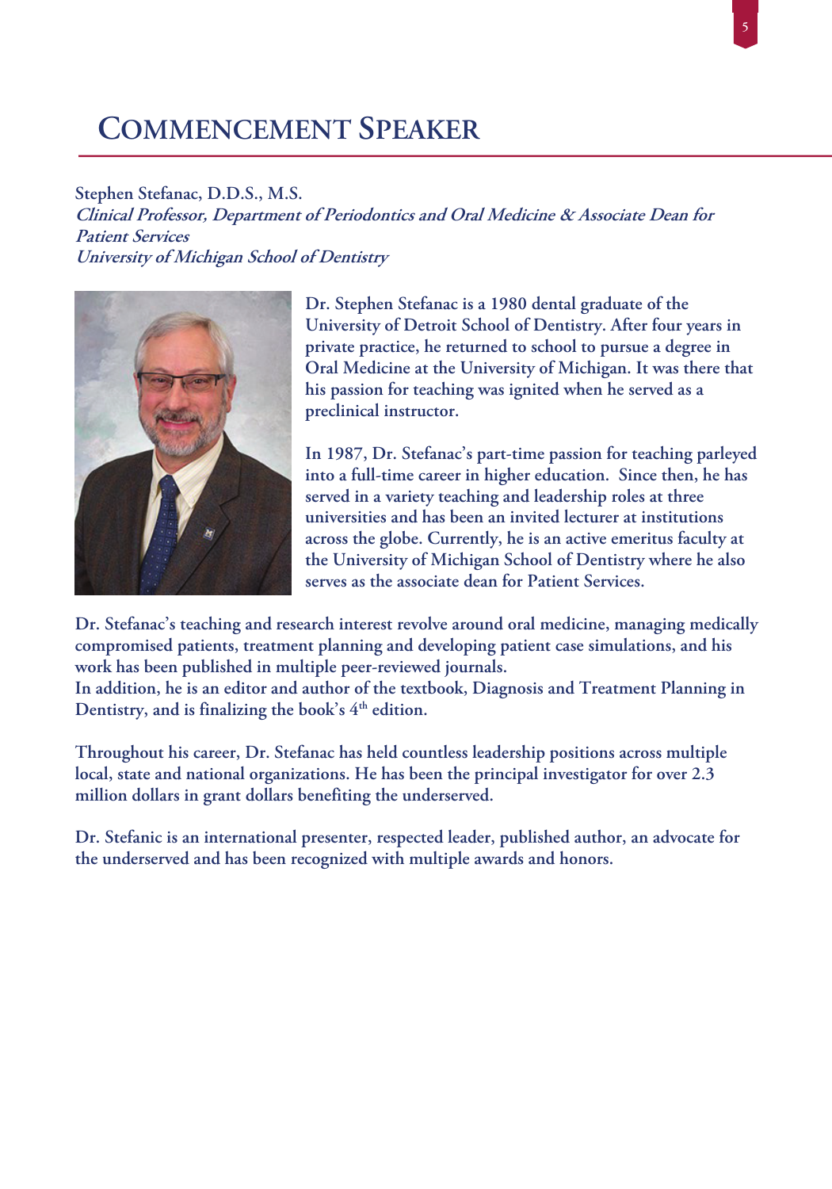# Commencement Speaker

**Stephen Stefanac, D.D.S., M.S.**
***Clinical Professor, Department of Periodontics and Oral Medicine & Associate Dean for Patient Services***
***University of Michigan School of Dentistry***

Dr. Stephen Stefanac is a 1980 dental graduate of the University of Detroit School of Dentistry. After four years in private practice, he returned to school to pursue a degree in Oral Medicine at the University of Michigan. It was there that his passion for teaching was ignited when he served as a preclinical instructor.

In 1987, Dr. Stefanac's part-time passion for teaching parleyed into a full-time career in higher education. Since then, he has served in a variety teaching and leadership roles at three universities and has been an invited lecturer at institutions across the globe. Currently, he is an active emeritus faculty at the University of Michigan School of Dentistry where he also serves as the associate dean for Patient Services.

Dr. Stefanac's teaching and research interest revolve around oral medicine, managing medically compromised patients, treatment planning and developing patient case simulations, and his work has been published in multiple peer-reviewed journals.
In addition, he is an editor and author of the textbook, Diagnosis and Treatment Planning in Dentistry, and is finalizing the book's 4th edition.

Throughout his career, Dr. Stefanac has held countless leadership positions across multiple local, state and national organizations. He has been the principal investigator for over 2.3 million dollars in grant dollars benefiting the underserved.

Dr. Stefanic is an international presenter, respected leader, published author, an advocate for the underserved and has been recognized with multiple awards and honors.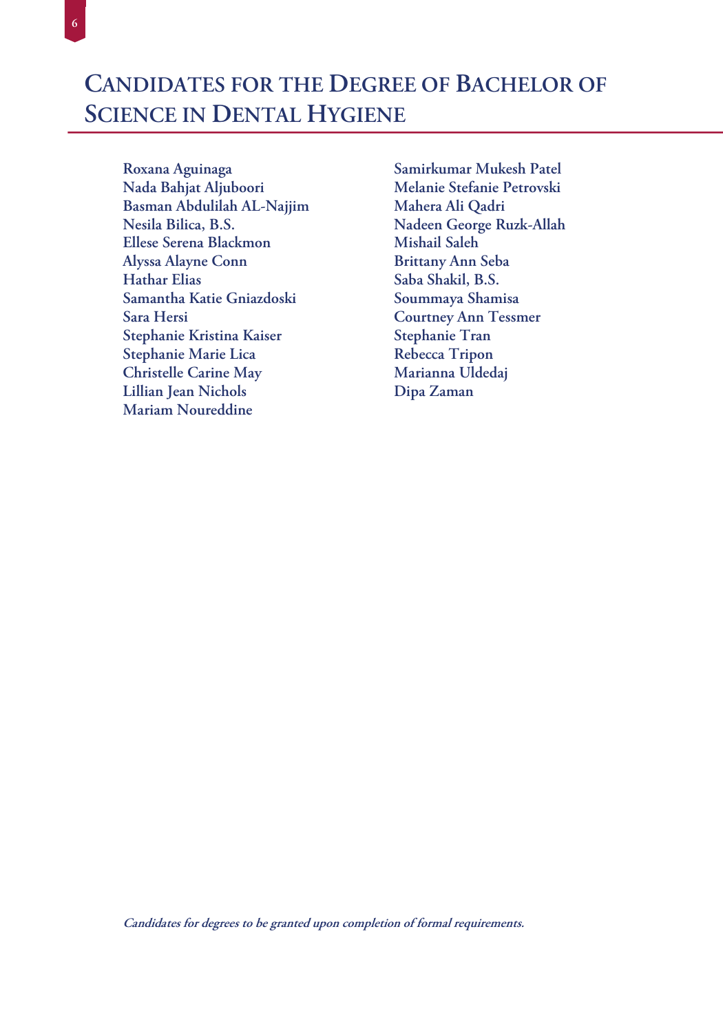# Candidates for the Degree of Bachelor of Science in Dental Hygiene

**Roxana Aguinaga**
**Nada Bahjat Aljuboori**
**Basman Abdulilah AL-Najjim**
**Nesila Bilica, B.S.**
**Ellese Serena Blackmon**
**Alyssa Alayne Conn**
**Hathar Elias**
**Samantha Katie Gniazdoski**
**Sara Hersi**
**Stephanie Kristina Kaiser**
**Stephanie Marie Lica**
**Christelle Carine May**
**Lillian Jean Nichols**
**Mariam Noureddine**
**Samirkumar Mukesh Patel**
**Melanie Stefanie Petrovski**
**Mahera Ali Qadri**
**Nadeen George Ruzk-Allah**
**Mishail Saleh**
**Brittany Ann Seba**
**Saba Shakil, B.S.**
**Soummaya Shamisa**
**Courtney Ann Tessmer**
**Stephanie Tran**
**Rebecca Tripon**
**Marianna Uldedaj**
**Dipa Zaman**

***Candidates for degrees to be granted upon completion of formal requirements.***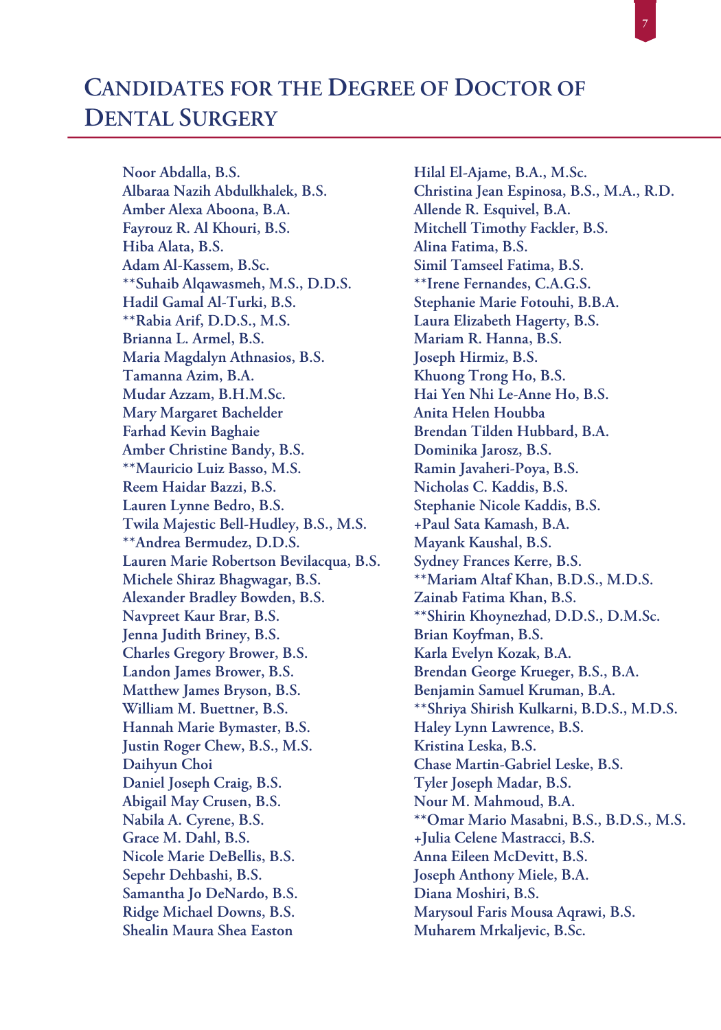# Candidates for the Degree of Doctor of Dental Surgery

Noor Abdalla, B.S.
Albaraa Nazih Abdulkhalek, B.S.
Amber Alexa Aboona, B.A.
Fayrouz R. Al Khouri, B.S.
Hiba Alata, B.S.
Adam Al-Kassem, B.Sc.
**Suhaib Alqawasmeh, M.S., D.D.S.
Hadil Gamal Al-Turki, B.S.
**Rabia Arif, D.D.S., M.S.
Brianna L. Armel, B.S.
Maria Magdalyn Athnasios, B.S.
Tamanna Azim, B.A.
Mudar Azzam, B.H.M.Sc.
Mary Margaret Bachelder
Farhad Kevin Baghaie
Amber Christine Bandy, B.S.
**Mauricio Luiz Basso, M.S.
Reem Haidar Bazzi, B.S.
Lauren Lynne Bedro, B.S.
Twila Majestic Bell-Hudley, B.S., M.S.
**Andrea Bermudez, D.D.S.
Lauren Marie Robertson Bevilacqua, B.S.
Michele Shiraz Bhagwagar, B.S.
Alexander Bradley Bowden, B.S.
Navpreet Kaur Brar, B.S.
Jenna Judith Briney, B.S.
Charles Gregory Brower, B.S.
Landon James Brower, B.S.
Matthew James Bryson, B.S.
William M. Buettner, B.S.
Hannah Marie Bymaster, B.S.
Justin Roger Chew, B.S., M.S.
Daihyun Choi
Daniel Joseph Craig, B.S.
Abigail May Crusen, B.S.
Nabila A. Cyrene, B.S.
Grace M. Dahl, B.S.
Nicole Marie DeBellis, B.S.
Sepehr Dehbashi, B.S.
Samantha Jo DeNardo, B.S.
Ridge Michael Downs, B.S.
Shealin Maura Shea Easton
Hilal El-Ajame, B.A., M.Sc.
Christina Jean Espinosa, B.S., M.A., R.D.
Allende R. Esquivel, B.A.
Mitchell Timothy Fackler, B.S.
Alina Fatima, B.S.
Simil Tamseel Fatima, B.S.
**Irene Fernandes, C.A.G.S.
Stephanie Marie Fotouhi, B.B.A.
Laura Elizabeth Hagerty, B.S.
Mariam R. Hanna, B.S.
Joseph Hirmiz, B.S.
Khuong Trong Ho, B.S.
Hai Yen Nhi Le-Anne Ho, B.S.
Anita Helen Houbba
Brendan Tilden Hubbard, B.A.
Dominika Jarosz, B.S.
Ramin Javaheri-Poya, B.S.
Nicholas C. Kaddis, B.S.
Stephanie Nicole Kaddis, B.S.
+Paul Sata Kamash, B.A.
Mayank Kaushal, B.S.
Sydney Frances Kerre, B.S.
**Mariam Altaf Khan, B.D.S., M.D.S.
Zainab Fatima Khan, B.S.
**Shirin Khoynezhad, D.D.S., D.M.Sc.
Brian Koyfman, B.S.
Karla Evelyn Kozak, B.A.
Brendan George Krueger, B.S., B.A.
Benjamin Samuel Kruman, B.A.
**Shriya Shirish Kulkarni, B.D.S., M.D.S.
Haley Lynn Lawrence, B.S.
Kristina Leska, B.S.
Chase Martin-Gabriel Leske, B.S.
Tyler Joseph Madar, B.S.
Nour M. Mahmoud, B.A.
**Omar Mario Masabni, B.S., B.D.S., M.S.
+Julia Celene Mastracci, B.S.
Anna Eileen McDevitt, B.S.
Joseph Anthony Miele, B.A.
Diana Moshiri, B.S.
Marysoul Faris Mousa Aqrawi, B.S.
Muharem Mrkaljevic, B.Sc.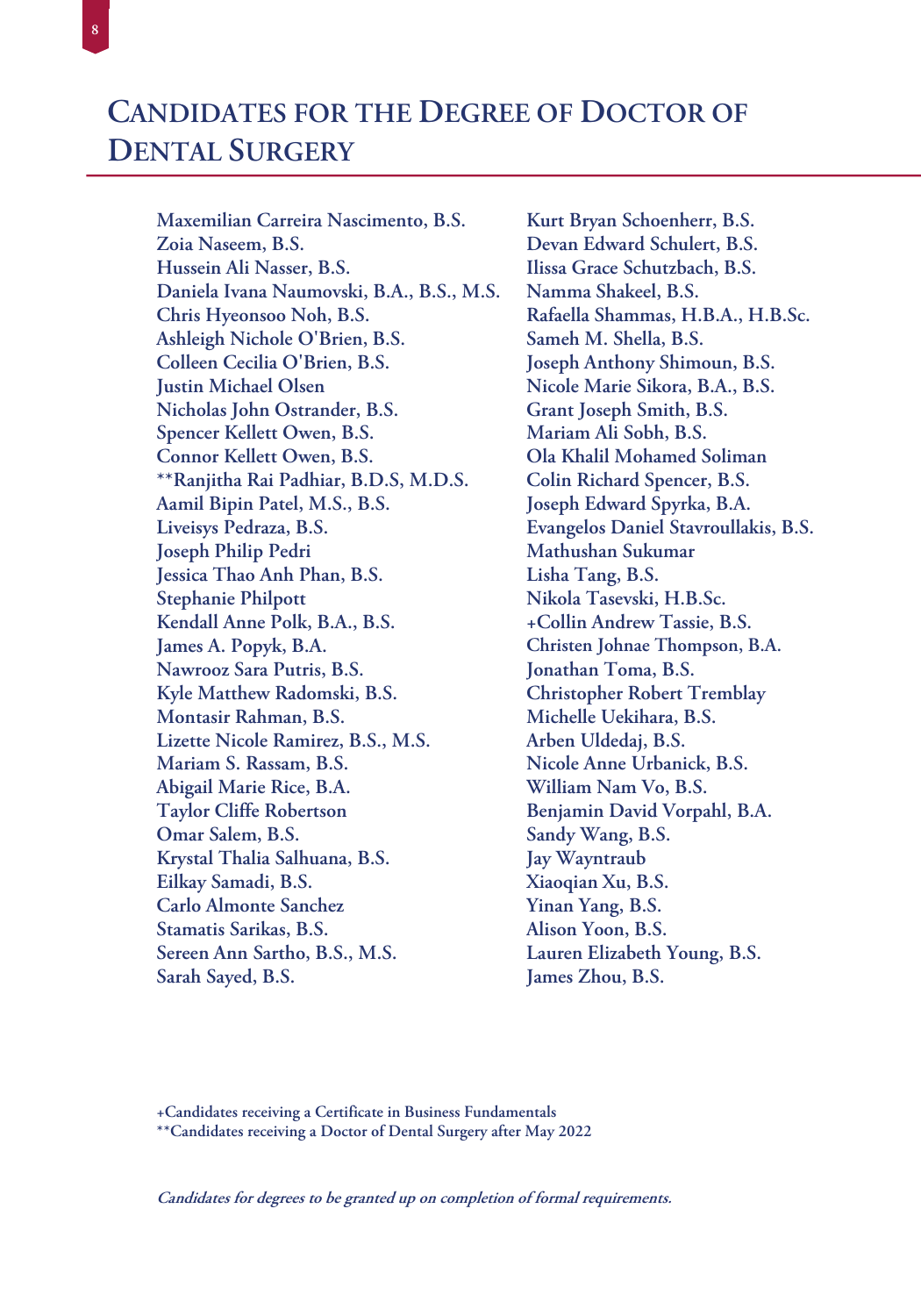## Candidates for the Degree of Doctor of Dental Surgery

Maxemilian Carreira Nascimento, B.S.
Zoia Naseem, B.S.
Hussein Ali Nasser, B.S.
Daniela Ivana Naumovski, B.A., B.S., M.S.
Chris Hyeonsoo Noh, B.S.
Ashleigh Nichole O'Brien, B.S.
Colleen Cecilia O'Brien, B.S.
Justin Michael Olsen
Nicholas John Ostrander, B.S.
Spencer Kellett Owen, B.S.
Connor Kellett Owen, B.S.
**Ranjitha Rai Padhiar, B.D.S, M.D.S.
Aamil Bipin Patel, M.S., B.S.
Liveisys Pedraza, B.S.
Joseph Philip Pedri
Jessica Thao Anh Phan, B.S.
Stephanie Philpott
Kendall Anne Polk, B.A., B.S.
James A. Popyk, B.A.
Nawrooz Sara Putris, B.S.
Kyle Matthew Radomski, B.S.
Montasir Rahman, B.S.
Lizette Nicole Ramirez, B.S., M.S.
Mariam S. Rassam, B.S.
Abigail Marie Rice, B.A.
Taylor Cliffe Robertson
Omar Salem, B.S.
Krystal Thalia Salhuana, B.S.
Eilkay Samadi, B.S.
Carlo Almonte Sanchez
Stamatis Sarikas, B.S.
Sereen Ann Sartho, B.S., M.S.
Sarah Sayed, B.S.
Kurt Bryan Schoenherr, B.S.
Devan Edward Schulert, B.S.
Ilissa Grace Schutzbach, B.S.
Namma Shakeel, B.S.
Rafaella Shammas, H.B.A., H.B.Sc.
Sameh M. Shella, B.S.
Joseph Anthony Shimoun, B.S.
Nicole Marie Sikora, B.A., B.S.
Grant Joseph Smith, B.S.
Mariam Ali Sobh, B.S.
Ola Khalil Mohamed Soliman
Colin Richard Spencer, B.S.
Joseph Edward Spyrka, B.A.
Evangelos Daniel Stavroullakis, B.S.
Mathushan Sukumar
Lisha Tang, B.S.
Nikola Tasevski, H.B.Sc.
+Collin Andrew Tassie, B.S.
Christen Johnae Thompson, B.A.
Jonathan Toma, B.S.
Christopher Robert Tremblay
Michelle Uekihara, B.S.
Arben Uldedaj, B.S.
Nicole Anne Urbanick, B.S.
William Nam Vo, B.S.
Benjamin David Vorpahl, B.A.
Sandy Wang, B.S.
Jay Wayntraub
Xiaoqian Xu, B.S.
Yinan Yang, B.S.
Alison Yoon, B.S.
Lauren Elizabeth Young, B.S.
James Zhou, B.S.

+Candidates receiving a Certificate in Business Fundamentals
**Candidates receiving a Doctor of Dental Surgery after May 2022

*Candidates for degrees to be granted up on completion of formal requirements.*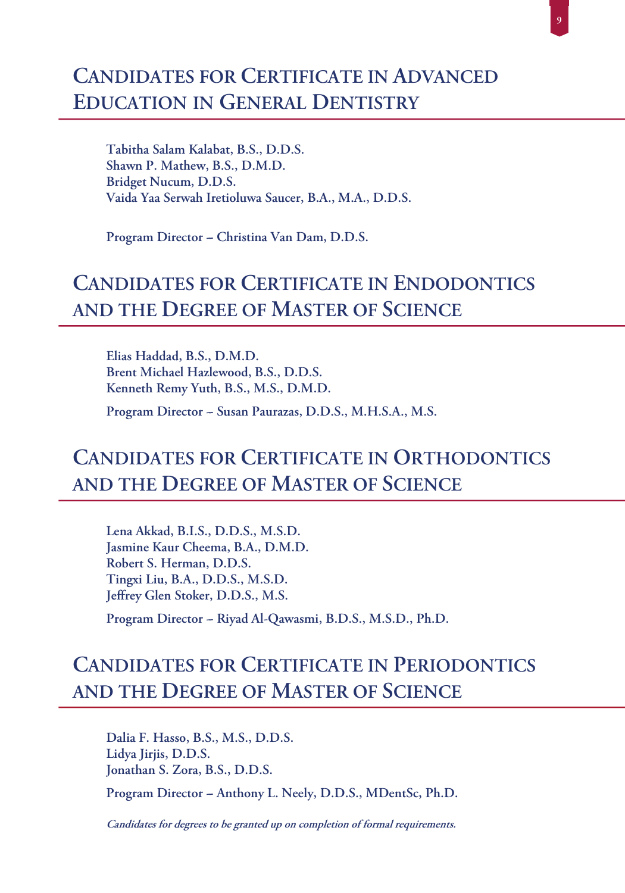## Candidates for Certificate in Advanced Education in General Dentistry

**Tabitha Salam Kalabat, B.S., D.D.S.**
**Shawn P. Mathew, B.S., D.M.D.**
**Bridget Nucum, D.D.S.**
**Vaida Yaa Serwah Iretioluwa Saucer, B.A., M.A., D.D.S.**

**Program Director – Christina Van Dam, D.D.S.**

## Candidates for Certificate in Endodontics and the Degree of Master of Science

**Elias Haddad, B.S., D.M.D.**
**Brent Michael Hazlewood, B.S., D.D.S.**
**Kenneth Remy Yuth, B.S., M.S., D.M.D.**

**Program Director – Susan Paurazas, D.D.S., M.H.S.A., M.S.**

## Candidates for Certificate in Orthodontics and the Degree of Master of Science

**Lena Akkad, B.I.S., D.D.S., M.S.D.**
**Jasmine Kaur Cheema, B.A., D.M.D.**
**Robert S. Herman, D.D.S.**
**Tingxi Liu, B.A., D.D.S., M.S.D.**
**Jeffrey Glen Stoker, D.D.S., M.S.**

**Program Director – Riyad Al-Qawasmi, B.D.S., M.S.D., Ph.D.**

## Candidates for Certificate in Periodontics and the Degree of Master of Science

**Dalia F. Hasso, B.S., M.S., D.D.S.**
**Lidya Jirjis, D.D.S.**
**Jonathan S. Zora, B.S., D.D.S.**

**Program Director – Anthony L. Neely, D.D.S., MDentSc, Ph.D.**

***Candidates for degrees to be granted up on completion of formal requirements.***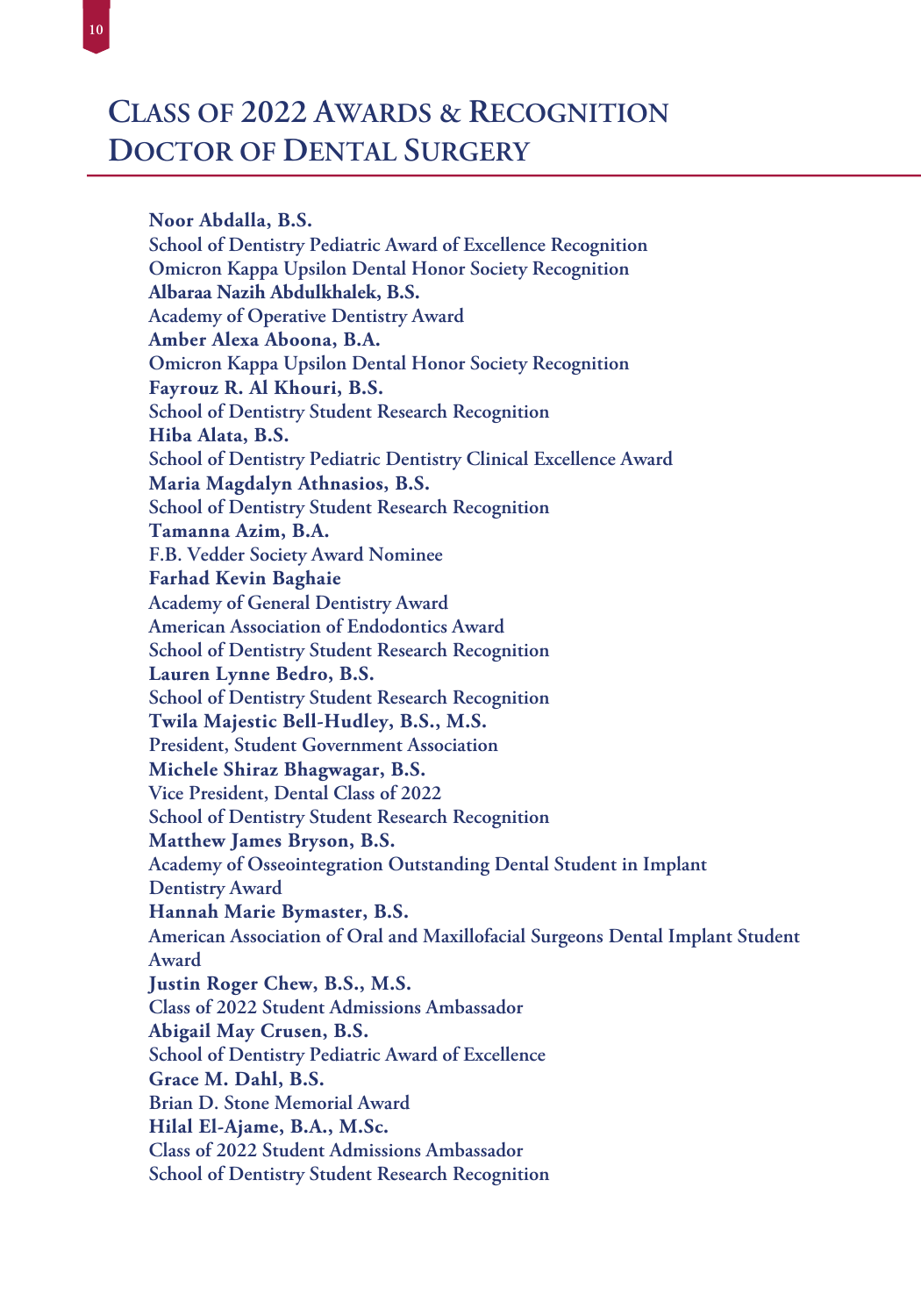# Class of 2022 Awards & Recognition Doctor of Dental Surgery

**Noor Abdalla, B.S.**
School of Dentistry Pediatric Award of Excellence Recognition
Omicron Kappa Upsilon Dental Honor Society Recognition

**Albaraa Nazih Abdulkhalek, B.S.**
Academy of Operative Dentistry Award

**Amber Alexa Aboona, B.A.**
Omicron Kappa Upsilon Dental Honor Society Recognition

**Fayrouz R. Al Khouri, B.S.**
School of Dentistry Student Research Recognition

**Hiba Alata, B.S.**
School of Dentistry Pediatric Dentistry Clinical Excellence Award

**Maria Magdalyn Athnasios, B.S.**
School of Dentistry Student Research Recognition

**Tamanna Azim, B.A.**
F.B. Vedder Society Award Nominee

**Farhad Kevin Baghaie**
Academy of General Dentistry Award
American Association of Endodontics Award
School of Dentistry Student Research Recognition

**Lauren Lynne Bedro, B.S.**
School of Dentistry Student Research Recognition

**Twila Majestic Bell-Hudley, B.S., M.S.**
President, Student Government Association

**Michele Shiraz Bhagwagar, B.S.**
Vice President, Dental Class of 2022
School of Dentistry Student Research Recognition

**Matthew James Bryson, B.S.**
Academy of Osseointegration Outstanding Dental Student in Implant Dentistry Award

**Hannah Marie Bymaster, B.S.**
American Association of Oral and Maxillofacial Surgeons Dental Implant Student Award

**Justin Roger Chew, B.S., M.S.**
Class of 2022 Student Admissions Ambassador

**Abigail May Crusen, B.S.**
School of Dentistry Pediatric Award of Excellence

**Grace M. Dahl, B.S.**
Brian D. Stone Memorial Award

**Hilal El-Ajame, B.A., M.Sc.**
Class of 2022 Student Admissions Ambassador
School of Dentistry Student Research Recognition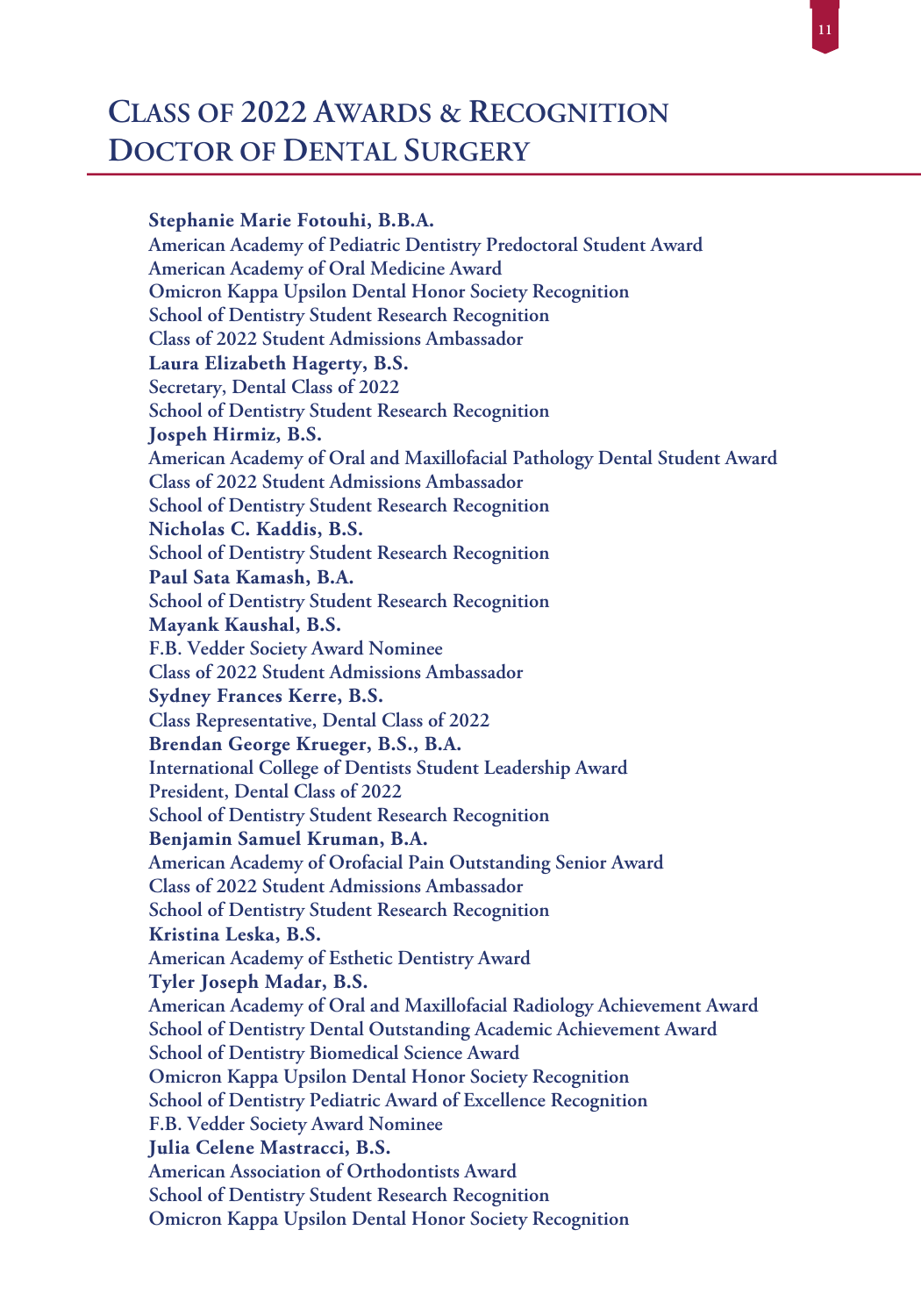# Class of 2022 Awards & Recognition Doctor of Dental Surgery

**Stephanie Marie Fotouhi, B.B.A.**
American Academy of Pediatric Dentistry Predoctoral Student Award
American Academy of Oral Medicine Award
Omicron Kappa Upsilon Dental Honor Society Recognition
School of Dentistry Student Research Recognition
Class of 2022 Student Admissions Ambassador

**Laura Elizabeth Hagerty, B.S.**
Secretary, Dental Class of 2022
School of Dentistry Student Research Recognition

**Jospeh Hirmiz, B.S.**
American Academy of Oral and Maxillofacial Pathology Dental Student Award
Class of 2022 Student Admissions Ambassador
School of Dentistry Student Research Recognition

**Nicholas C. Kaddis, B.S.**
School of Dentistry Student Research Recognition

**Paul Sata Kamash, B.A.**
School of Dentistry Student Research Recognition

**Mayank Kaushal, B.S.**
F.B. Vedder Society Award Nominee
Class of 2022 Student Admissions Ambassador

**Sydney Frances Kerre, B.S.**
Class Representative, Dental Class of 2022

**Brendan George Krueger, B.S., B.A.**
International College of Dentists Student Leadership Award
President, Dental Class of 2022
School of Dentistry Student Research Recognition

**Benjamin Samuel Kruman, B.A.**
American Academy of Orofacial Pain Outstanding Senior Award
Class of 2022 Student Admissions Ambassador
School of Dentistry Student Research Recognition

**Kristina Leska, B.S.**
American Academy of Esthetic Dentistry Award

**Tyler Joseph Madar, B.S.**
American Academy of Oral and Maxillofacial Radiology Achievement Award
School of Dentistry Dental Outstanding Academic Achievement Award
School of Dentistry Biomedical Science Award
Omicron Kappa Upsilon Dental Honor Society Recognition
School of Dentistry Pediatric Award of Excellence Recognition
F.B. Vedder Society Award Nominee

**Julia Celene Mastracci, B.S.**
American Association of Orthodontists Award
School of Dentistry Student Research Recognition
Omicron Kappa Upsilon Dental Honor Society Recognition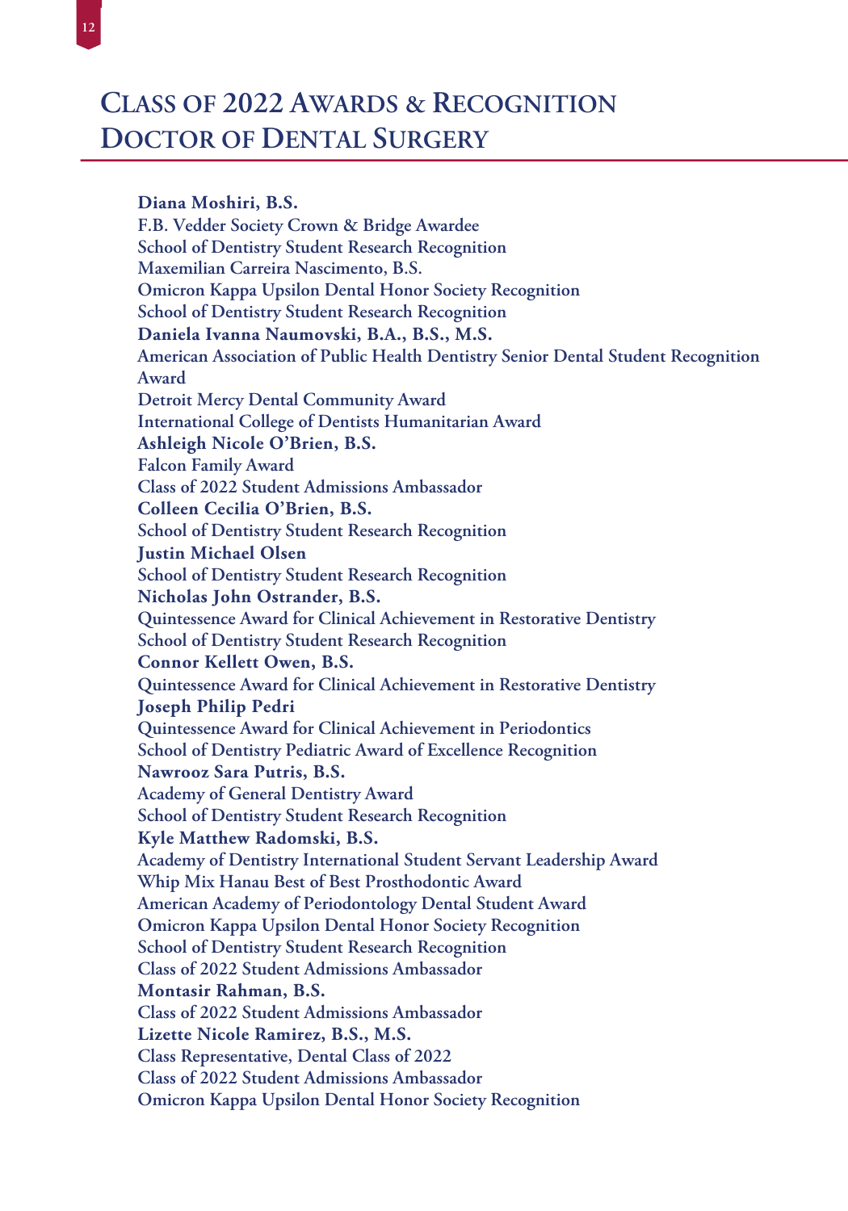# Class of 2022 Awards & Recognition Doctor of Dental Surgery

**Diana Moshiri, B.S.**
F.B. Vedder Society Crown & Bridge Awardee
School of Dentistry Student Research Recognition
Maxemilian Carreira Nascimento, B.S.
Omicron Kappa Upsilon Dental Honor Society Recognition
School of Dentistry Student Research Recognition
**Daniela Ivanna Naumovski, B.A., B.S., M.S.**
American Association of Public Health Dentistry Senior Dental Student Recognition Award
Detroit Mercy Dental Community Award
International College of Dentists Humanitarian Award
**Ashleigh Nicole O'Brien, B.S.**
Falcon Family Award
Class of 2022 Student Admissions Ambassador
**Colleen Cecilia O'Brien, B.S.**
School of Dentistry Student Research Recognition
**Justin Michael Olsen**
School of Dentistry Student Research Recognition
**Nicholas John Ostrander, B.S.**
Quintessence Award for Clinical Achievement in Restorative Dentistry
School of Dentistry Student Research Recognition
**Connor Kellett Owen, B.S.**
Quintessence Award for Clinical Achievement in Restorative Dentistry
**Joseph Philip Pedri**
Quintessence Award for Clinical Achievement in Periodontics
School of Dentistry Pediatric Award of Excellence Recognition
**Nawrooz Sara Putris, B.S.**
Academy of General Dentistry Award
School of Dentistry Student Research Recognition
**Kyle Matthew Radomski, B.S.**
Academy of Dentistry International Student Servant Leadership Award
Whip Mix Hanau Best of Best Prosthodontic Award
American Academy of Periodontology Dental Student Award
Omicron Kappa Upsilon Dental Honor Society Recognition
School of Dentistry Student Research Recognition
Class of 2022 Student Admissions Ambassador
**Montasir Rahman, B.S.**
Class of 2022 Student Admissions Ambassador
**Lizette Nicole Ramirez, B.S., M.S.**
Class Representative, Dental Class of 2022
Class of 2022 Student Admissions Ambassador
Omicron Kappa Upsilon Dental Honor Society Recognition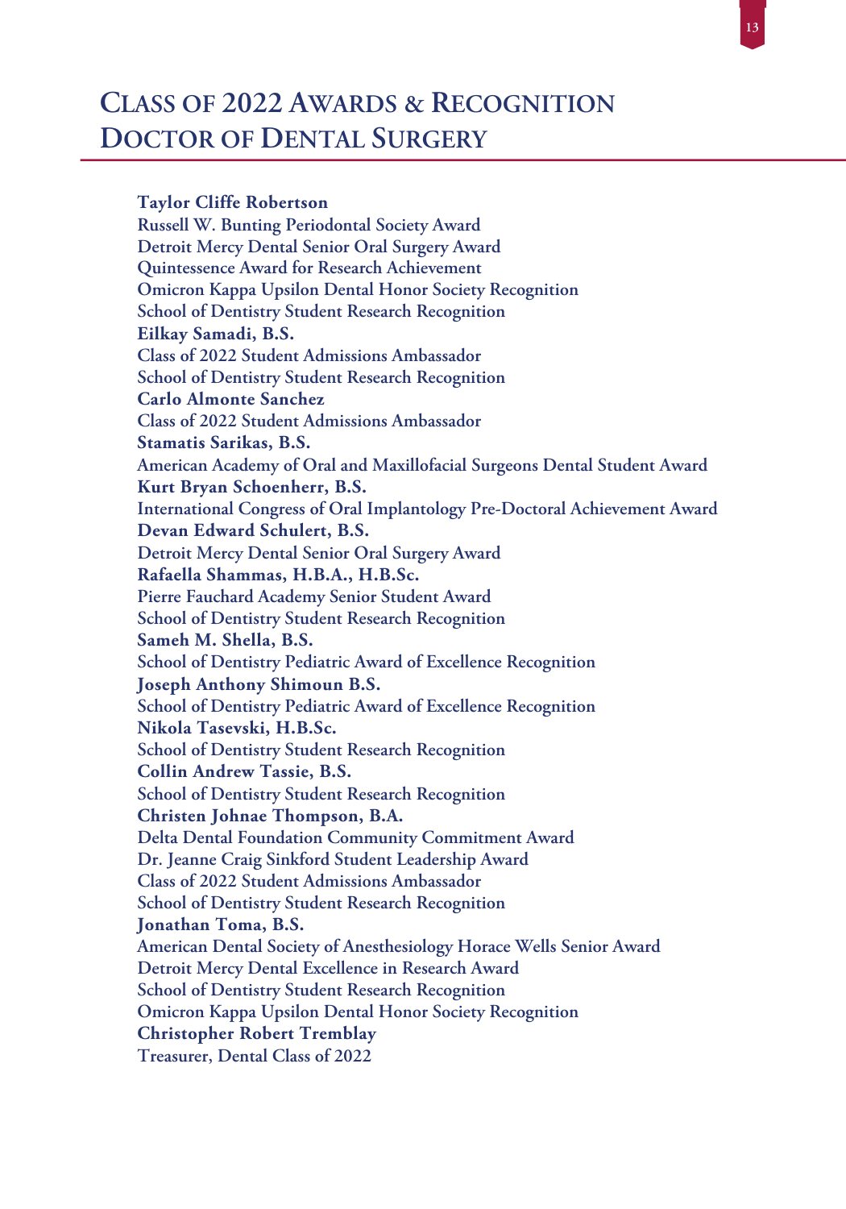# Class of 2022 Awards & Recognition Doctor of Dental Surgery

**Taylor Cliffe Robertson**
Russell W. Bunting Periodontal Society Award
Detroit Mercy Dental Senior Oral Surgery Award
Quintessence Award for Research Achievement
Omicron Kappa Upsilon Dental Honor Society Recognition
School of Dentistry Student Research Recognition

**Eilkay Samadi, B.S.**
Class of 2022 Student Admissions Ambassador
School of Dentistry Student Research Recognition

**Carlo Almonte Sanchez**
Class of 2022 Student Admissions Ambassador

**Stamatis Sarikas, B.S.**
American Academy of Oral and Maxillofacial Surgeons Dental Student Award

**Kurt Bryan Schoenherr, B.S.**
International Congress of Oral Implantology Pre-Doctoral Achievement Award

**Devan Edward Schulert, B.S.**
Detroit Mercy Dental Senior Oral Surgery Award

**Rafaella Shammas, H.B.A., H.B.Sc.**
Pierre Fauchard Academy Senior Student Award
School of Dentistry Student Research Recognition

**Sameh M. Shella, B.S.**
School of Dentistry Pediatric Award of Excellence Recognition

**Joseph Anthony Shimoun B.S.**
School of Dentistry Pediatric Award of Excellence Recognition

**Nikola Tasevski, H.B.Sc.**
School of Dentistry Student Research Recognition

**Collin Andrew Tassie, B.S.**
School of Dentistry Student Research Recognition

**Christen Johnae Thompson, B.A.**
Delta Dental Foundation Community Commitment Award
Dr. Jeanne Craig Sinkford Student Leadership Award
Class of 2022 Student Admissions Ambassador
School of Dentistry Student Research Recognition

**Jonathan Toma, B.S.**
American Dental Society of Anesthesiology Horace Wells Senior Award
Detroit Mercy Dental Excellence in Research Award
School of Dentistry Student Research Recognition
Omicron Kappa Upsilon Dental Honor Society Recognition

**Christopher Robert Tremblay**
Treasurer, Dental Class of 2022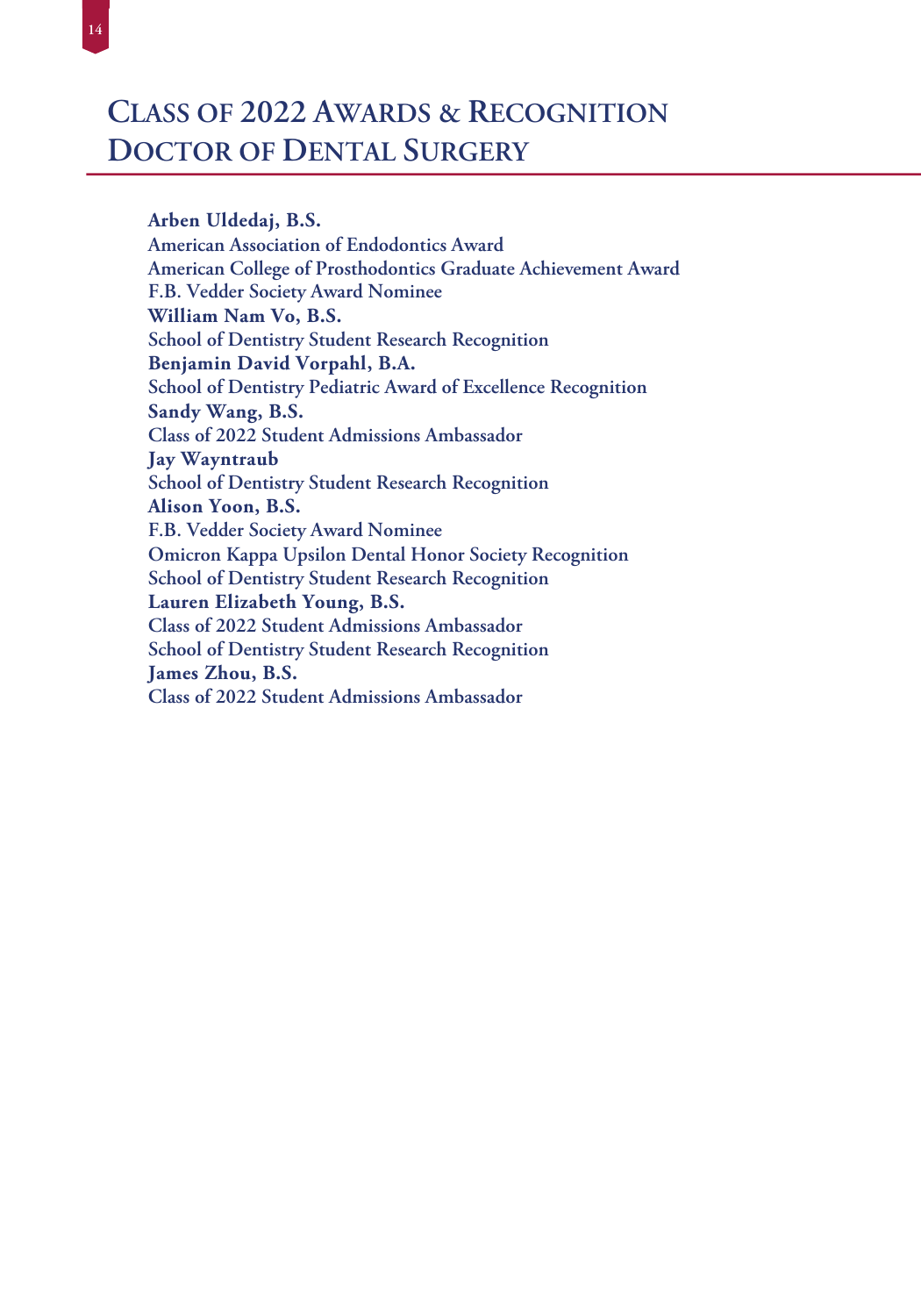# Class of 2022 Awards & Recognition Doctor of Dental Surgery

**Arben Uldedaj, B.S.**
American Association of Endodontics Award
American College of Prosthodontics Graduate Achievement Award
F.B. Vedder Society Award Nominee

**William Nam Vo, B.S.**
School of Dentistry Student Research Recognition

**Benjamin David Vorpahl, B.A.**
School of Dentistry Pediatric Award of Excellence Recognition

**Sandy Wang, B.S.**
Class of 2022 Student Admissions Ambassador

**Jay Wayntraub**
School of Dentistry Student Research Recognition

**Alison Yoon, B.S.**
F.B. Vedder Society Award Nominee
Omicron Kappa Upsilon Dental Honor Society Recognition
School of Dentistry Student Research Recognition

**Lauren Elizabeth Young, B.S.**
Class of 2022 Student Admissions Ambassador
School of Dentistry Student Research Recognition

**James Zhou, B.S.**
Class of 2022 Student Admissions Ambassador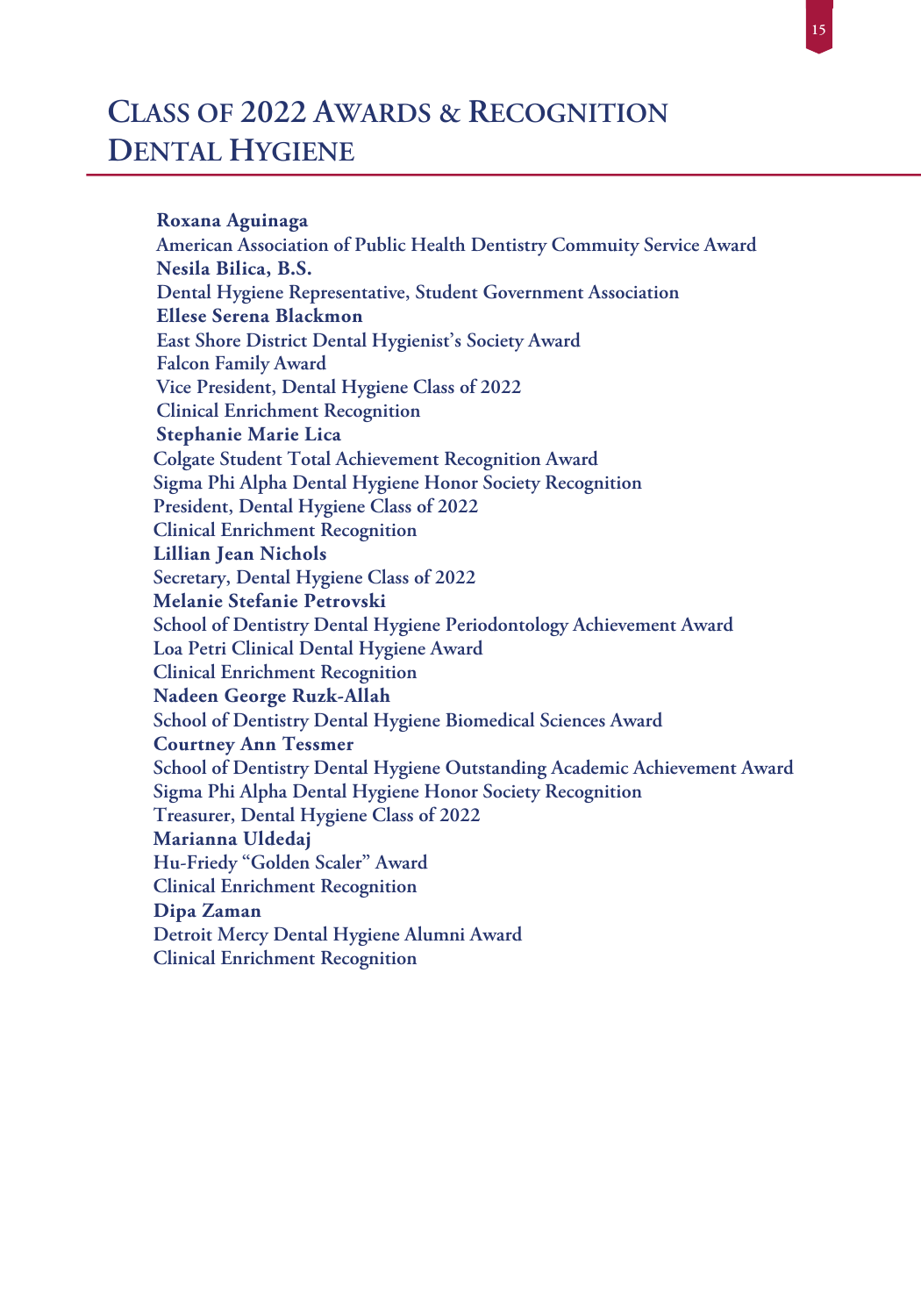# Class of 2022 Awards & Recognition Dental Hygiene

**Roxana Aguinaga**
American Association of Public Health Dentistry Commuity Service Award
**Nesila Bilica, B.S.**
Dental Hygiene Representative, Student Government Association
**Ellese Serena Blackmon**
East Shore District Dental Hygienist's Society Award
Falcon Family Award
Vice President, Dental Hygiene Class of 2022
Clinical Enrichment Recognition
**Stephanie Marie Lica**
Colgate Student Total Achievement Recognition Award
Sigma Phi Alpha Dental Hygiene Honor Society Recognition
President, Dental Hygiene Class of 2022
Clinical Enrichment Recognition
**Lillian Jean Nichols**
Secretary, Dental Hygiene Class of 2022
**Melanie Stefanie Petrovski**
School of Dentistry Dental Hygiene Periodontology Achievement Award
Loa Petri Clinical Dental Hygiene Award
Clinical Enrichment Recognition
**Nadeen George Ruzk-Allah**
School of Dentistry Dental Hygiene Biomedical Sciences Award
**Courtney Ann Tessmer**
School of Dentistry Dental Hygiene Outstanding Academic Achievement Award
Sigma Phi Alpha Dental Hygiene Honor Society Recognition
Treasurer, Dental Hygiene Class of 2022
**Marianna Uldedaj**
Hu-Friedy "Golden Scaler" Award
Clinical Enrichment Recognition
**Dipa Zaman**
Detroit Mercy Dental Hygiene Alumni Award
Clinical Enrichment Recognition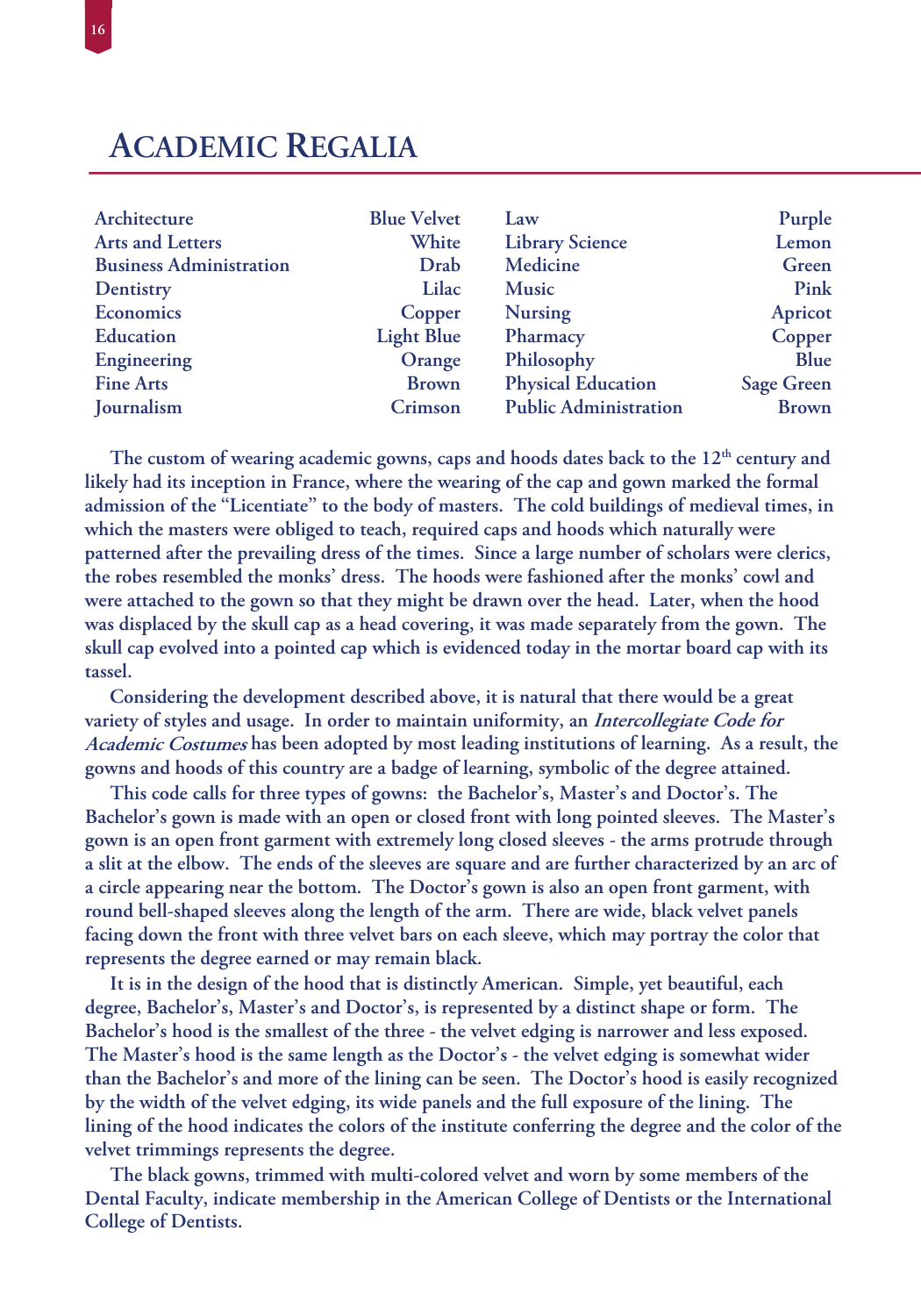# Academic Regalia

| | | | |
|---|---|---|---|
| Architecture | Blue Velvet | Law | Purple |
| Arts and Letters | White | Library Science | Lemon |
| Business Administration | Drab | Medicine | Green |
| Dentistry | Lilac | Music | Pink |
| Economics | Copper | Nursing | Apricot |
| Education | Light Blue | Pharmacy | Copper |
| Engineering | Orange | Philosophy | Blue |
| Fine Arts | Brown | Physical Education | Sage Green |
| Journalism | Crimson | Public Administration | Brown |

The custom of wearing academic gowns, caps and hoods dates back to the 12th century and likely had its inception in France, where the wearing of the cap and gown marked the formal admission of the "Licentiate" to the body of masters. The cold buildings of medieval times, in which the masters were obliged to teach, required caps and hoods which naturally were patterned after the prevailing dress of the times. Since a large number of scholars were clerics, the robes resembled the monks' dress. The hoods were fashioned after the monks' cowl and were attached to the gown so that they might be drawn over the head. Later, when the hood was displaced by the skull cap as a head covering, it was made separately from the gown. The skull cap evolved into a pointed cap which is evidenced today in the mortar board cap with its tassel.

Considering the development described above, it is natural that there would be a great variety of styles and usage. In order to maintain uniformity, an *Intercollegiate Code for Academic Costumes* has been adopted by most leading institutions of learning. As a result, the gowns and hoods of this country are a badge of learning, symbolic of the degree attained.

This code calls for three types of gowns: the Bachelor's, Master's and Doctor's. The Bachelor's gown is made with an open or closed front with long pointed sleeves. The Master's gown is an open front garment with extremely long closed sleeves - the arms protrude through a slit at the elbow. The ends of the sleeves are square and are further characterized by an arc of a circle appearing near the bottom. The Doctor's gown is also an open front garment, with round bell-shaped sleeves along the length of the arm. There are wide, black velvet panels facing down the front with three velvet bars on each sleeve, which may portray the color that represents the degree earned or may remain black.

It is in the design of the hood that is distinctly American. Simple, yet beautiful, each degree, Bachelor's, Master's and Doctor's, is represented by a distinct shape or form. The Bachelor's hood is the smallest of the three - the velvet edging is narrower and less exposed. The Master's hood is the same length as the Doctor's - the velvet edging is somewhat wider than the Bachelor's and more of the lining can be seen. The Doctor's hood is easily recognized by the width of the velvet edging, its wide panels and the full exposure of the lining. The lining of the hood indicates the colors of the institute conferring the degree and the color of the velvet trimmings represents the degree.

The black gowns, trimmed with multi-colored velvet and worn by some members of the Dental Faculty, indicate membership in the American College of Dentists or the International College of Dentists.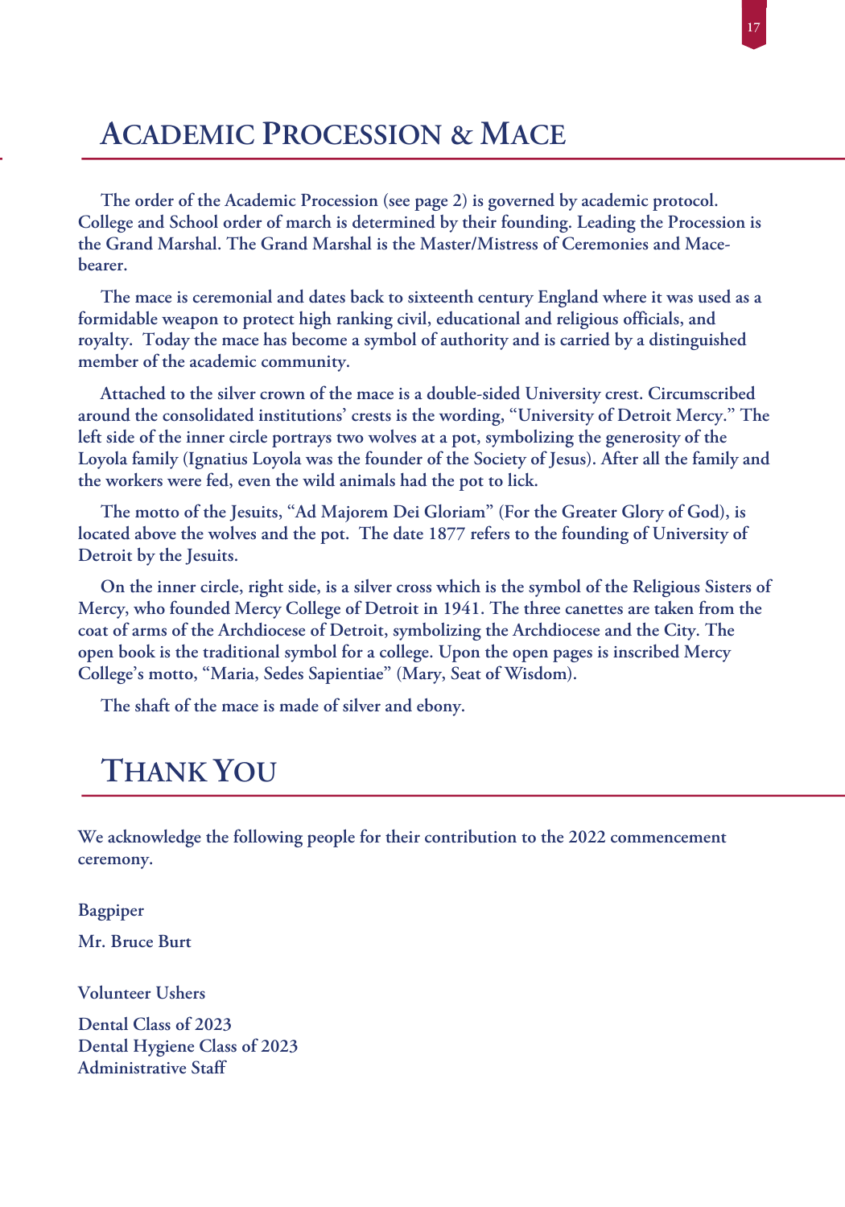## ACADEMIC PROCESSION & MACE

The order of the Academic Procession (see page 2) is governed by academic protocol. College and School order of march is determined by their founding. Leading the Procession is the Grand Marshal. The Grand Marshal is the Master/Mistress of Ceremonies and Mace-bearer.

The mace is ceremonial and dates back to sixteenth century England where it was used as a formidable weapon to protect high ranking civil, educational and religious officials, and royalty. Today the mace has become a symbol of authority and is carried by a distinguished member of the academic community.

Attached to the silver crown of the mace is a double-sided University crest. Circumscribed around the consolidated institutions' crests is the wording, "University of Detroit Mercy." The left side of the inner circle portrays two wolves at a pot, symbolizing the generosity of the Loyola family (Ignatius Loyola was the founder of the Society of Jesus). After all the family and the workers were fed, even the wild animals had the pot to lick.

The motto of the Jesuits, "Ad Majorem Dei Gloriam" (For the Greater Glory of God), is located above the wolves and the pot. The date 1877 refers to the founding of University of Detroit by the Jesuits.

On the inner circle, right side, is a silver cross which is the symbol of the Religious Sisters of Mercy, who founded Mercy College of Detroit in 1941. The three canettes are taken from the coat of arms of the Archdiocese of Detroit, symbolizing the Archdiocese and the City. The open book is the traditional symbol for a college. Upon the open pages is inscribed Mercy College's motto, "Maria, Sedes Sapientiae" (Mary, Seat of Wisdom).

The shaft of the mace is made of silver and ebony.

## THANK YOU

We acknowledge the following people for their contribution to the 2022 commencement ceremony.

Bagpiper

Mr. Bruce Burt

Volunteer Ushers

Dental Class of 2023
Dental Hygiene Class of 2023
Administrative Staff